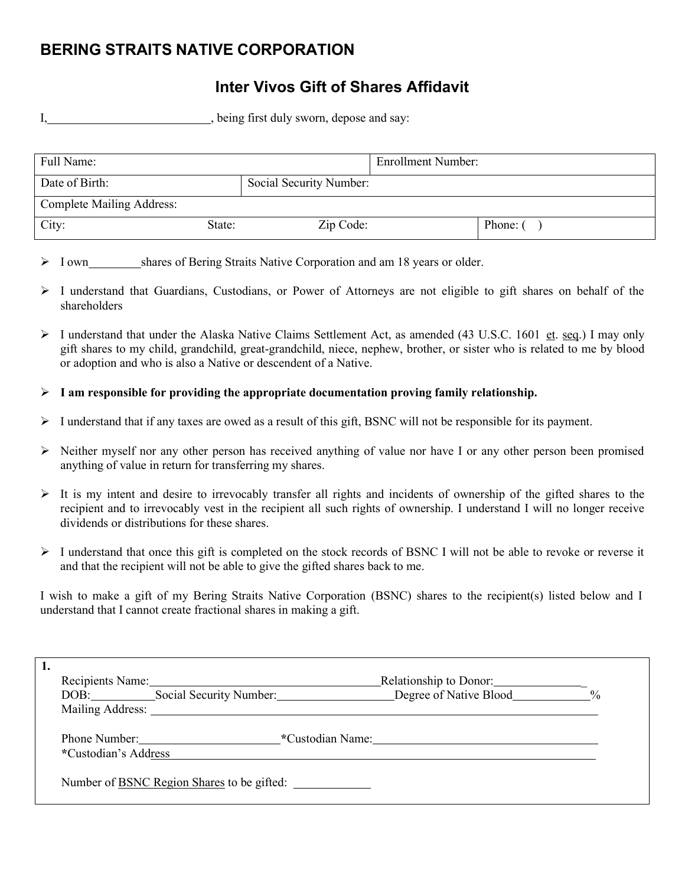## BERING STRAITS NATIVE CORPORATION

### Inter Vivos Gift of Shares Affidavit

I,__________________________, being first duly sworn, depose and say:

| Full Name: | | | Enrollment Number: |
|---|---|---|---|
| Date of Birth: | Social Security Number: | | |
| Complete Mailing Address: | | | |
| City: State: | Zip Code: | | Phone: ( ) |

- I own_________shares of Bering Straits Native Corporation and am 18 years or older.
- I understand that Guardians, Custodians, or Power of Attorneys are not eligible to gift shares on behalf of the shareholders
- I understand that under the Alaska Native Claims Settlement Act, as amended (43 U.S.C. 1601 et. seq.) I may only gift shares to my child, grandchild, great-grandchild, niece, nephew, brother, or sister who is related to me by blood or adoption and who is also a Native or descendent of a Native.
- **I am responsible for providing the appropriate documentation proving family relationship.**
- I understand that if any taxes are owed as a result of this gift, BSNC will not be responsible for its payment.
- Neither myself nor any other person has received anything of value nor have I or any other person been promised anything of value in return for transferring my shares.
- It is my intent and desire to irrevocably transfer all rights and incidents of ownership of the gifted shares to the recipient and to irrevocably vest in the recipient all such rights of ownership. I understand I will no longer receive dividends or distributions for these shares.
- I understand that once this gift is completed on the stock records of BSNC I will not be able to revoke or reverse it and that the recipient will not be able to give the gifted shares back to me.

I wish to make a gift of my Bering Straits Native Corporation (BSNC) shares to the recipient(s) listed below and I understand that I cannot create fractional shares in making a gift.

**1.**

Recipients Name:______________________________________Relationship to Donor:_______________

DOB:__________Social Security Number:___________________Degree of Native Blood____________%

Mailing Address: ________________________________________________________________________

Phone Number:______________________ ***Custodian Name:**______________________________________

***Custodian's Address** __________________________________________________________________

Number of BSNC Region Shares to be gifted: ____________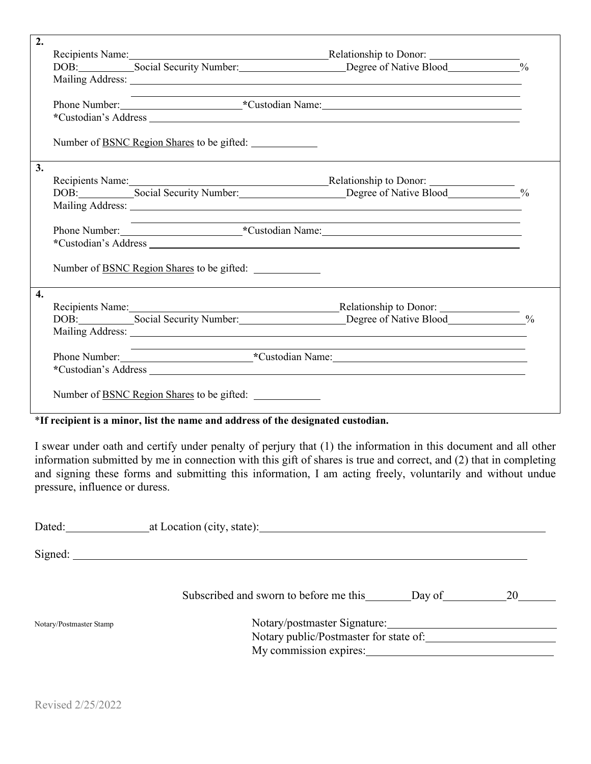**2.**

Recipients Name: \_\_\_\_\_\_\_\_\_\_\_\_\_\_\_\_\_\_\_\_ Relationship to Donor: \_\_\_\_\_\_\_\_\_\_\_\_

DOB: \_\_\_\_\_\_\_\_ Social Security Number: \_\_\_\_\_\_\_\_\_\_\_\_\_\_ Degree of Native Blood \_\_\_\_\_\_\_\_\_ %

Mailing Address: \_\_\_\_\_\_\_\_\_\_\_\_\_\_\_\_\_\_\_\_\_\_\_\_\_\_\_\_\_\_\_\_\_\_\_\_\_\_\_\_

\_\_\_\_\_\_\_\_\_\_\_\_\_\_\_\_\_\_\_\_\_\_\_\_\_\_\_\_\_\_\_\_\_\_\_\_\_\_\_\_

Phone Number: \_\_\_\_\_\_\_\_\_\_\_\_\_\_\_\_ **\***Custodian Name: \_\_\_\_\_\_\_\_\_\_\_\_\_\_\_\_\_\_\_\_

**\***Custodian's Address \_\_\_\_\_\_\_\_\_\_\_\_\_\_\_\_\_\_\_\_\_\_\_\_\_\_\_\_\_\_\_\_\_\_\_\_\_\_\_\_

Number of <u>BSNC Region Shares</u> to be gifted: \_\_\_\_\_\_\_\_\_\_

**3.**

Recipients Name: \_\_\_\_\_\_\_\_\_\_\_\_\_\_\_\_\_\_\_\_ Relationship to Donor: \_\_\_\_\_\_\_\_\_\_\_\_

DOB: \_\_\_\_\_\_\_\_ Social Security Number: \_\_\_\_\_\_\_\_\_\_\_\_\_\_ Degree of Native Blood \_\_\_\_\_\_\_\_\_ %

Mailing Address: \_\_\_\_\_\_\_\_\_\_\_\_\_\_\_\_\_\_\_\_\_\_\_\_\_\_\_\_\_\_\_\_\_\_\_\_\_\_\_\_

\_\_\_\_\_\_\_\_\_\_\_\_\_\_\_\_\_\_\_\_\_\_\_\_\_\_\_\_\_\_\_\_\_\_\_\_\_\_\_\_

Phone Number: \_\_\_\_\_\_\_\_\_\_\_\_\_\_\_\_ **\***Custodian Name: \_\_\_\_\_\_\_\_\_\_\_\_\_\_\_\_\_\_\_\_

**\***Custodian's Address \_\_\_\_\_\_\_\_\_\_\_\_\_\_\_\_\_\_\_\_\_\_\_\_\_\_\_\_\_\_\_\_\_\_\_\_\_\_\_\_

Number of <u>BSNC Region Shares</u> to be gifted: \_\_\_\_\_\_\_\_\_\_

**4.**

Recipients Name: \_\_\_\_\_\_\_\_\_\_\_\_\_\_\_\_\_\_\_\_ Relationship to Donor: \_\_\_\_\_\_\_\_\_\_\_\_

DOB: \_\_\_\_\_\_\_\_ Social Security Number: \_\_\_\_\_\_\_\_\_\_\_\_\_\_ Degree of Native Blood \_\_\_\_\_\_\_\_\_ %

Mailing Address: \_\_\_\_\_\_\_\_\_\_\_\_\_\_\_\_\_\_\_\_\_\_\_\_\_\_\_\_\_\_\_\_\_\_\_\_\_\_\_\_

\_\_\_\_\_\_\_\_\_\_\_\_\_\_\_\_\_\_\_\_\_\_\_\_\_\_\_\_\_\_\_\_\_\_\_\_\_\_\_\_

Phone Number: \_\_\_\_\_\_\_\_\_\_\_\_\_\_\_\_ **\***Custodian Name: \_\_\_\_\_\_\_\_\_\_\_\_\_\_\_\_\_\_\_\_

**\***Custodian's Address \_\_\_\_\_\_\_\_\_\_\_\_\_\_\_\_\_\_\_\_\_\_\_\_\_\_\_\_\_\_\_\_\_\_\_\_\_\_\_\_

Number of <u>BSNC Region Shares</u> to be gifted: \_\_\_\_\_\_\_\_\_\_

\***If recipient is a minor, list the name and address of the designated custodian.**

I swear under oath and certify under penalty of perjury that (1) the information in this document and all other information submitted by me in connection with this gift of shares is true and correct, and (2) that in completing and signing these forms and submitting this information, I am acting freely, voluntarily and without undue pressure, influence or duress.

Dated: \_\_\_\_\_\_\_\_\_\_ at Location (city, state): \_\_\_\_\_\_\_\_\_\_\_\_\_\_\_\_\_\_\_\_\_\_\_\_\_\_\_\_\_\_

Signed: \_\_\_\_\_\_\_\_\_\_\_\_\_\_\_\_\_\_\_\_\_\_\_\_\_\_\_\_\_\_\_\_\_\_\_\_\_\_\_\_\_\_\_\_\_\_

Subscribed and sworn to before me this \_\_\_\_\_\_ Day of \_\_\_\_\_\_\_\_ 20\_\_\_\_\_

Notary/Postmaster Stamp

Notary/postmaster Signature: \_\_\_\_\_\_\_\_\_\_\_\_\_\_\_\_\_\_\_\_

Notary public/Postmaster for state of: \_\_\_\_\_\_\_\_\_\_\_\_\_\_\_\_

My commission expires: \_\_\_\_\_\_\_\_\_\_\_\_\_\_\_\_\_\_\_\_\_\_

Revised 2/25/2022